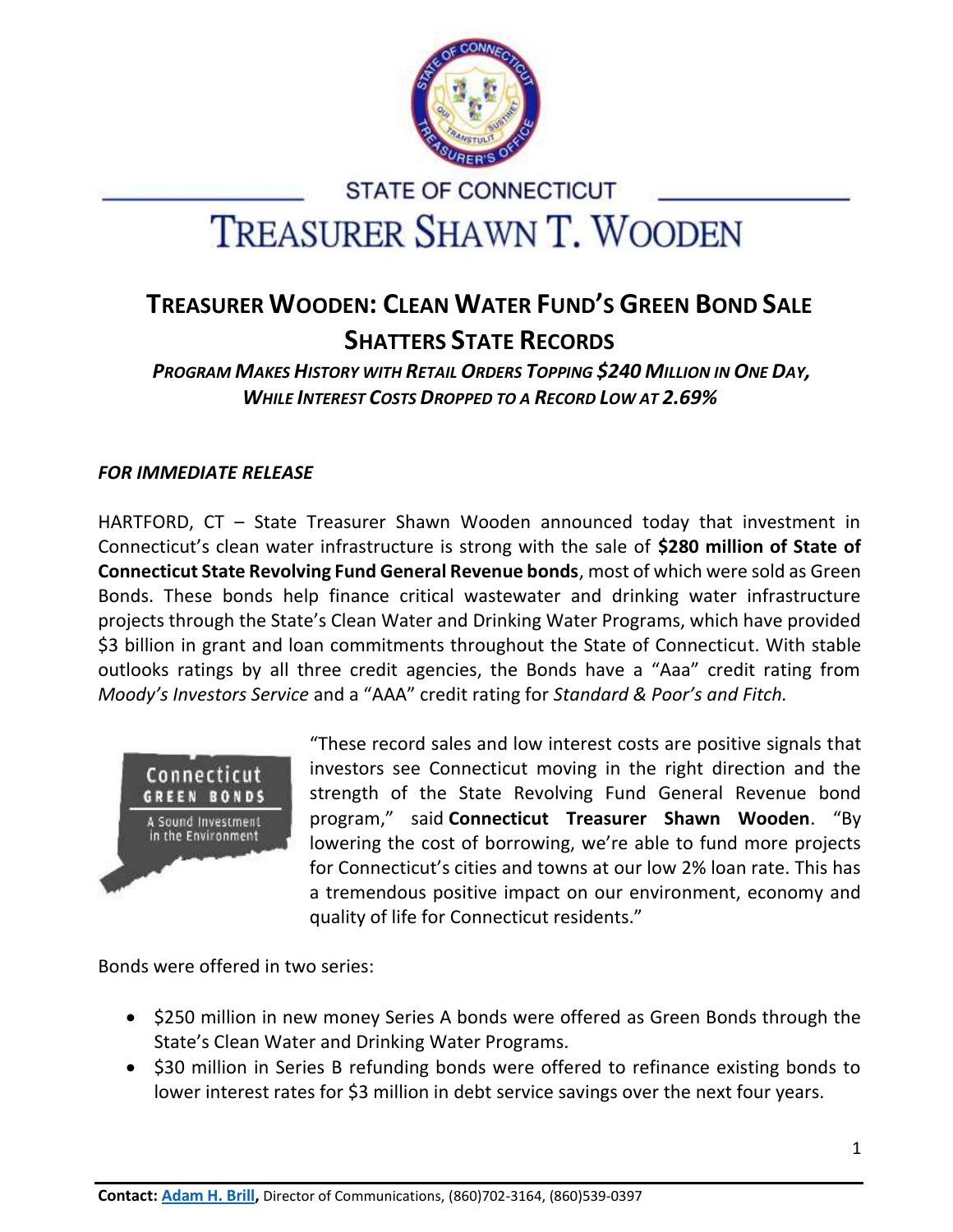STATE OF CONNECTICUT

# TREASURER SHAWN T. WOODEN

## TREASURER WOODEN: CLEAN WATER FUND'S GREEN BOND SALE SHATTERS STATE RECORDS

***PROGRAM MAKES HISTORY WITH RETAIL ORDERS TOPPING $240 MILLION IN ONE DAY, WHILE INTEREST COSTS DROPPED TO A RECORD LOW AT 2.69%***

***FOR IMMEDIATE RELEASE***

HARTFORD, CT – State Treasurer Shawn Wooden announced today that investment in Connecticut's clean water infrastructure is strong with the sale of **$280 million of State of Connecticut State Revolving Fund General Revenue bonds**, most of which were sold as Green Bonds. These bonds help finance critical wastewater and drinking water infrastructure projects through the State's Clean Water and Drinking Water Programs, which have provided $3 billion in grant and loan commitments throughout the State of Connecticut. With stable outlooks ratings by all three credit agencies, the Bonds have a "Aaa" credit rating from *Moody's Investors Service* and a "AAA" credit rating for *Standard & Poor's and Fitch.*

"These record sales and low interest costs are positive signals that investors see Connecticut moving in the right direction and the strength of the State Revolving Fund General Revenue bond program," said **Connecticut Treasurer Shawn Wooden**. "By lowering the cost of borrowing, we're able to fund more projects for Connecticut's cities and towns at our low 2% loan rate. This has a tremendous positive impact on our environment, economy and quality of life for Connecticut residents."

Bonds were offered in two series:

- $250 million in new money Series A bonds were offered as Green Bonds through the State's Clean Water and Drinking Water Programs.
- $30 million in Series B refunding bonds were offered to refinance existing bonds to lower interest rates for $3 million in debt service savings over the next four years.

**Contact: Adam H. Brill,** Director of Communications, (860)702-3164, (860)539-0397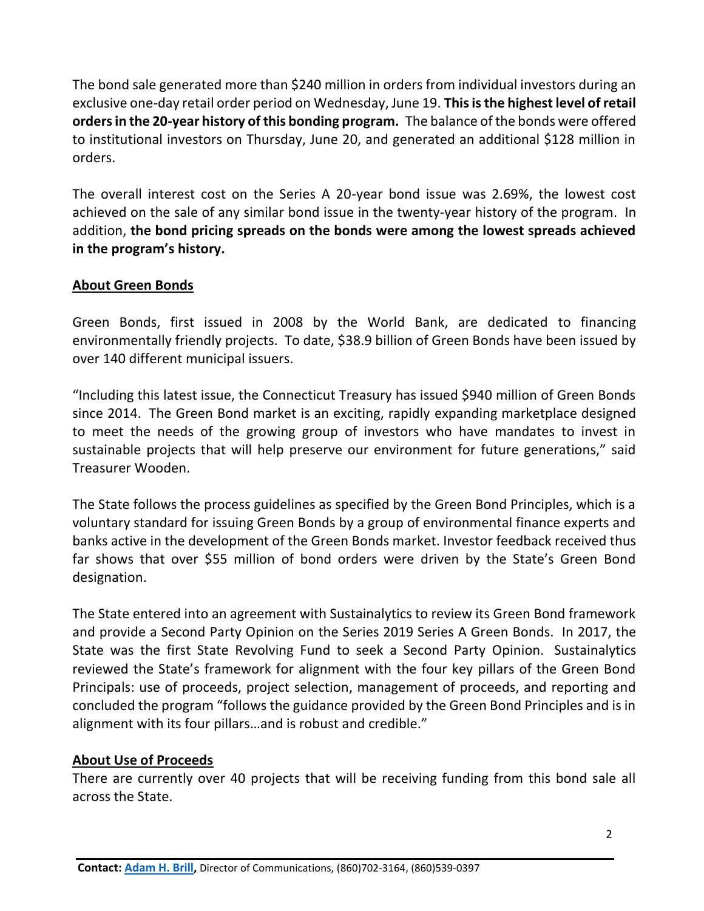The bond sale generated more than $240 million in orders from individual investors during an exclusive one-day retail order period on Wednesday, June 19. **This is the highest level of retail orders in the 20-year history of this bonding program.** The balance of the bonds were offered to institutional investors on Thursday, June 20, and generated an additional $128 million in orders.

The overall interest cost on the Series A 20-year bond issue was 2.69%, the lowest cost achieved on the sale of any similar bond issue in the twenty-year history of the program. In addition, **the bond pricing spreads on the bonds were among the lowest spreads achieved in the program's history.**

## About Green Bonds

Green Bonds, first issued in 2008 by the World Bank, are dedicated to financing environmentally friendly projects. To date, $38.9 billion of Green Bonds have been issued by over 140 different municipal issuers.

"Including this latest issue, the Connecticut Treasury has issued $940 million of Green Bonds since 2014. The Green Bond market is an exciting, rapidly expanding marketplace designed to meet the needs of the growing group of investors who have mandates to invest in sustainable projects that will help preserve our environment for future generations," said Treasurer Wooden.

The State follows the process guidelines as specified by the Green Bond Principles, which is a voluntary standard for issuing Green Bonds by a group of environmental finance experts and banks active in the development of the Green Bonds market. Investor feedback received thus far shows that over $55 million of bond orders were driven by the State's Green Bond designation.

The State entered into an agreement with Sustainalytics to review its Green Bond framework and provide a Second Party Opinion on the Series 2019 Series A Green Bonds. In 2017, the State was the first State Revolving Fund to seek a Second Party Opinion. Sustainalytics reviewed the State's framework for alignment with the four key pillars of the Green Bond Principals: use of proceeds, project selection, management of proceeds, and reporting and concluded the program "follows the guidance provided by the Green Bond Principles and is in alignment with its four pillars…and is robust and credible."

## About Use of Proceeds

There are currently over 40 projects that will be receiving funding from this bond sale all across the State.

**Contact:** **Adam H. Brill,** Director of Communications, (860)702-3164, (860)539-0397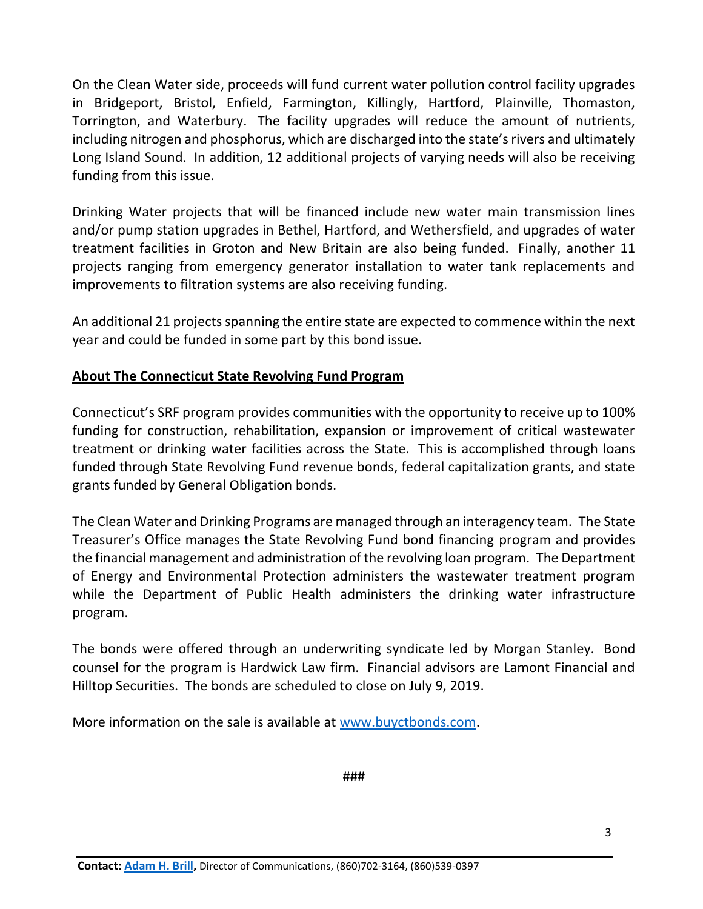On the Clean Water side, proceeds will fund current water pollution control facility upgrades in Bridgeport, Bristol, Enfield, Farmington, Killingly, Hartford, Plainville, Thomaston, Torrington, and Waterbury. The facility upgrades will reduce the amount of nutrients, including nitrogen and phosphorus, which are discharged into the state's rivers and ultimately Long Island Sound. In addition, 12 additional projects of varying needs will also be receiving funding from this issue.

Drinking Water projects that will be financed include new water main transmission lines and/or pump station upgrades in Bethel, Hartford, and Wethersfield, and upgrades of water treatment facilities in Groton and New Britain are also being funded. Finally, another 11 projects ranging from emergency generator installation to water tank replacements and improvements to filtration systems are also receiving funding.

An additional 21 projects spanning the entire state are expected to commence within the next year and could be funded in some part by this bond issue.

**About The Connecticut State Revolving Fund Program**

Connecticut's SRF program provides communities with the opportunity to receive up to 100% funding for construction, rehabilitation, expansion or improvement of critical wastewater treatment or drinking water facilities across the State. This is accomplished through loans funded through State Revolving Fund revenue bonds, federal capitalization grants, and state grants funded by General Obligation bonds.

The Clean Water and Drinking Programs are managed through an interagency team. The State Treasurer's Office manages the State Revolving Fund bond financing program and provides the financial management and administration of the revolving loan program. The Department of Energy and Environmental Protection administers the wastewater treatment program while the Department of Public Health administers the drinking water infrastructure program.

The bonds were offered through an underwriting syndicate led by Morgan Stanley. Bond counsel for the program is Hardwick Law firm. Financial advisors are Lamont Financial and Hilltop Securities. The bonds are scheduled to close on July 9, 2019.

More information on the sale is available at www.buyctbonds.com.

###

**Contact: Adam H. Brill,** Director of Communications, (860)702-3164, (860)539-0397